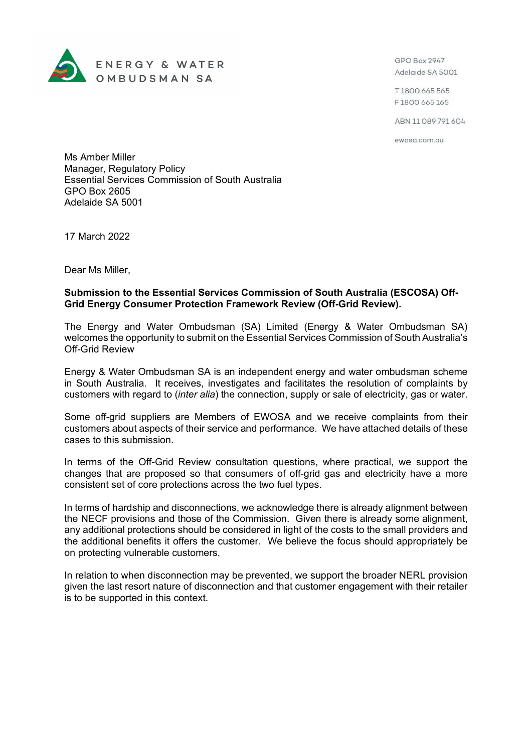ENERGY & WATER OMBUDSMAN SA

GPO Box 2947
Adelaide SA 5001

T 1800 665 565
F 1800 665 165

ABN 11 089 791 604

ewosa.com.au

Ms Amber Miller
Manager, Regulatory Policy
Essential Services Commission of South Australia
GPO Box 2605
Adelaide SA 5001

17 March 2022

Dear Ms Miller,

**Submission to the Essential Services Commission of South Australia (ESCOSA) Off-Grid Energy Consumer Protection Framework Review (Off-Grid Review).**

The Energy and Water Ombudsman (SA) Limited (Energy & Water Ombudsman SA) welcomes the opportunity to submit on the Essential Services Commission of South Australia's Off-Grid Review

Energy & Water Ombudsman SA is an independent energy and water ombudsman scheme in South Australia. It receives, investigates and facilitates the resolution of complaints by customers with regard to (*inter alia*) the connection, supply or sale of electricity, gas or water.

Some off-grid suppliers are Members of EWOSA and we receive complaints from their customers about aspects of their service and performance. We have attached details of these cases to this submission.

In terms of the Off-Grid Review consultation questions, where practical, we support the changes that are proposed so that consumers of off-grid gas and electricity have a more consistent set of core protections across the two fuel types.

In terms of hardship and disconnections, we acknowledge there is already alignment between the NECF provisions and those of the Commission. Given there is already some alignment, any additional protections should be considered in light of the costs to the small providers and the additional benefits it offers the customer. We believe the focus should appropriately be on protecting vulnerable customers.

In relation to when disconnection may be prevented, we support the broader NERL provision given the last resort nature of disconnection and that customer engagement with their retailer is to be supported in this context.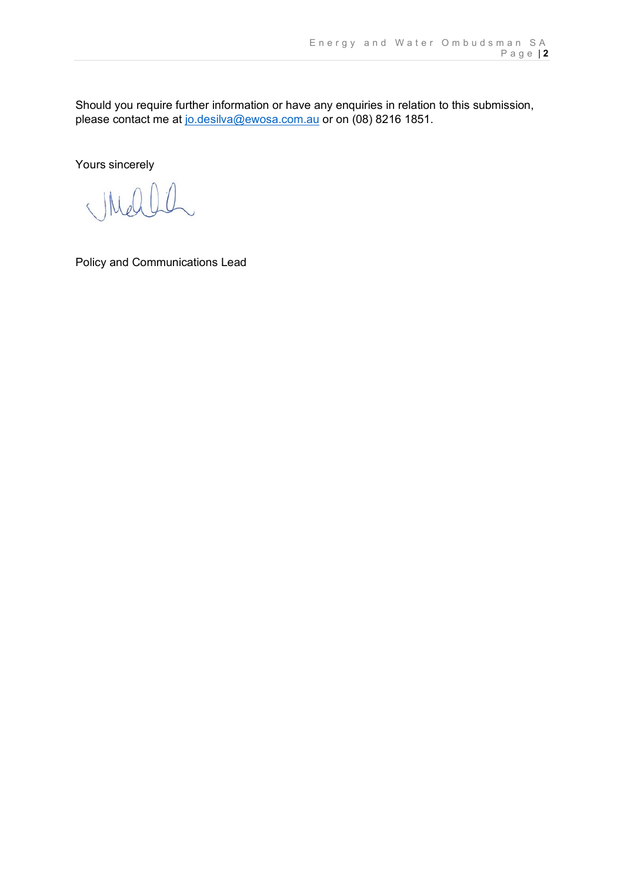Should you require further information or have any enquiries in relation to this submission, please contact me at [jo.desilva@ewosa.com.au](mailto:jo.desilva@ewosa.com.au) or on (08) 8216 1851.

Yours sincerely

Policy and Communications Lead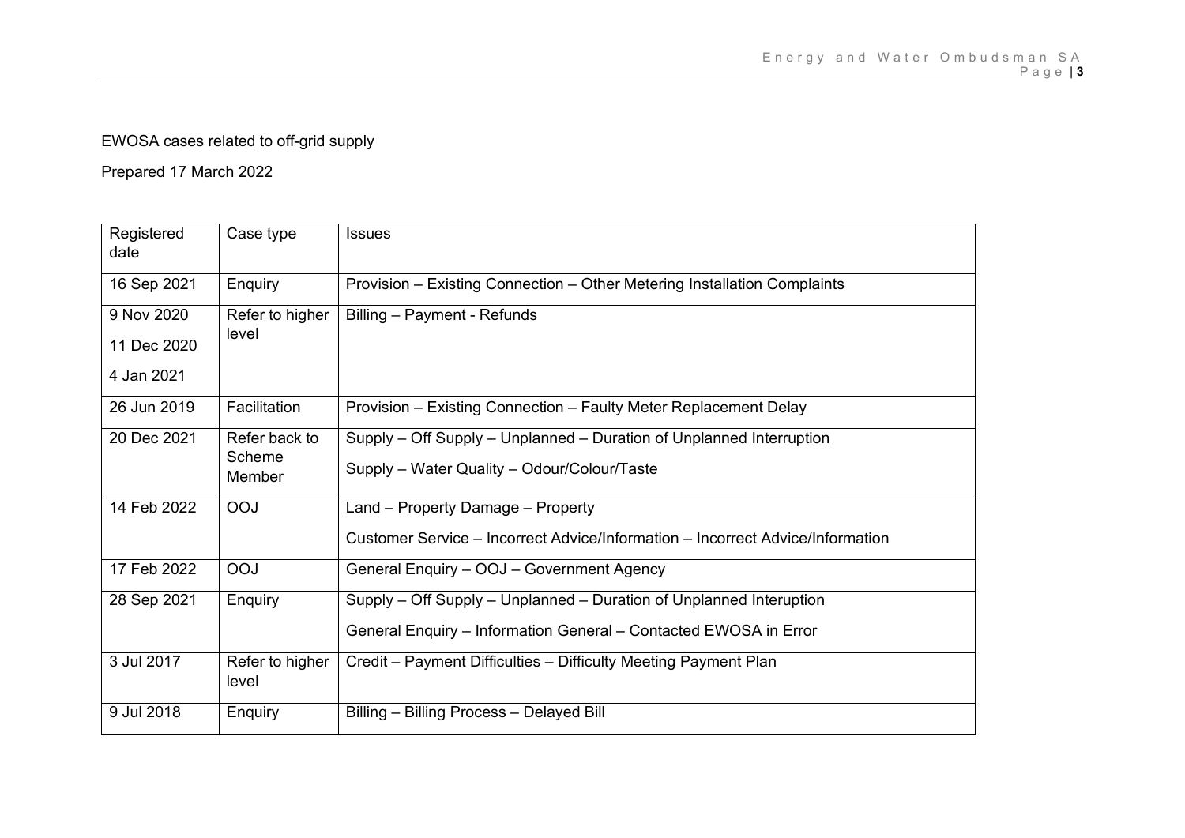EWOSA cases related to off-grid supply

Prepared 17 March 2022

| Registered date | Case type | Issues |
|---|---|---|
| 16 Sep 2021 | Enquiry | Provision – Existing Connection – Other Metering Installation Complaints |
| 9 Nov 2020<br>11 Dec 2020<br>4 Jan 2021 | Refer to higher level | Billing – Payment - Refunds |
| 26 Jun 2019 | Facilitation | Provision – Existing Connection – Faulty Meter Replacement Delay |
| 20 Dec 2021 | Refer back to Scheme Member | Supply – Off Supply – Unplanned – Duration of Unplanned Interruption<br>Supply – Water Quality – Odour/Colour/Taste |
| 14 Feb 2022 | OOJ | Land – Property Damage – Property<br>Customer Service – Incorrect Advice/Information – Incorrect Advice/Information |
| 17 Feb 2022 | OOJ | General Enquiry – OOJ – Government Agency |
| 28 Sep 2021 | Enquiry | Supply – Off Supply – Unplanned – Duration of Unplanned Interuption<br>General Enquiry – Information General – Contacted EWOSA in Error |
| 3 Jul 2017 | Refer to higher level | Credit – Payment Difficulties – Difficulty Meeting Payment Plan |
| 9 Jul 2018 | Enquiry | Billing – Billing Process – Delayed Bill |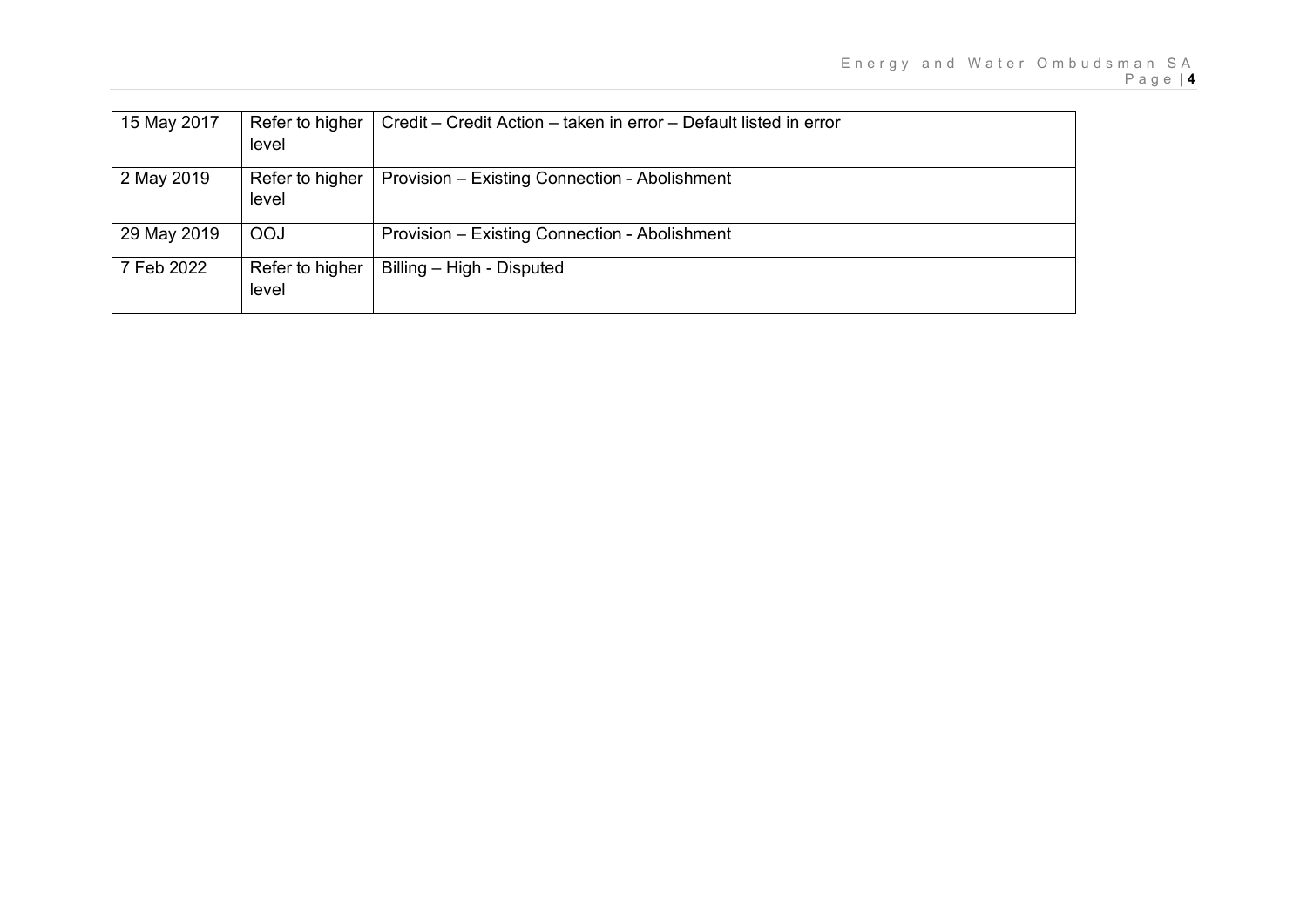| | | |
|---|---|---|
| 15 May 2017 | Refer to higher level | Credit – Credit Action – taken in error – Default listed in error |
| 2 May 2019 | Refer to higher level | Provision – Existing Connection - Abolishment |
| 29 May 2019 | OOJ | Provision – Existing Connection - Abolishment |
| 7 Feb 2022 | Refer to higher level | Billing – High - Disputed |